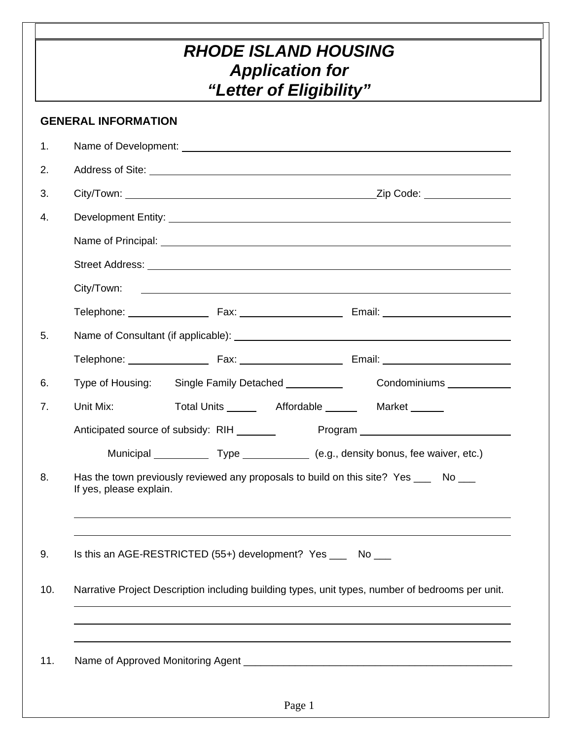# *RHODE ISLAND HOUSING*
# *Application for*
# *"Letter of Eligibility"*

## GENERAL INFORMATION

1. Name of Development: ______________________________

2. Address of Site: ______________________________

3. City/Town: ______________________________ Zip Code: __________

4. Development Entity: ______________________________

   Name of Principal: ______________________________

   Street Address: ______________________________

   City/Town: ______________________________

   Telephone: __________ Fax: __________ Email: __________

5. Name of Consultant (if applicable): ______________________________

   Telephone: __________ Fax: __________ Email: __________

6. Type of Housing: Single Family Detached __________ Condominiums __________

7. Unit Mix: Total Units ______ Affordable ______ Market ______

   Anticipated source of subsidy: RIH _______ Program ______________________

   Municipal __________ Type ____________ (e.g., density bonus, fee waiver, etc.)

8. Has the town previously reviewed any proposals to build on this site? Yes ___ No ___
   If yes, please explain.

   ______________________________

   ______________________________

9. Is this an AGE-RESTRICTED (55+) development? Yes ___ No ___

10. Narrative Project Description including building types, unit types, number of bedrooms per unit.

    ______________________________

    ______________________________

    ______________________________

11. Name of Approved Monitoring Agent ______________________________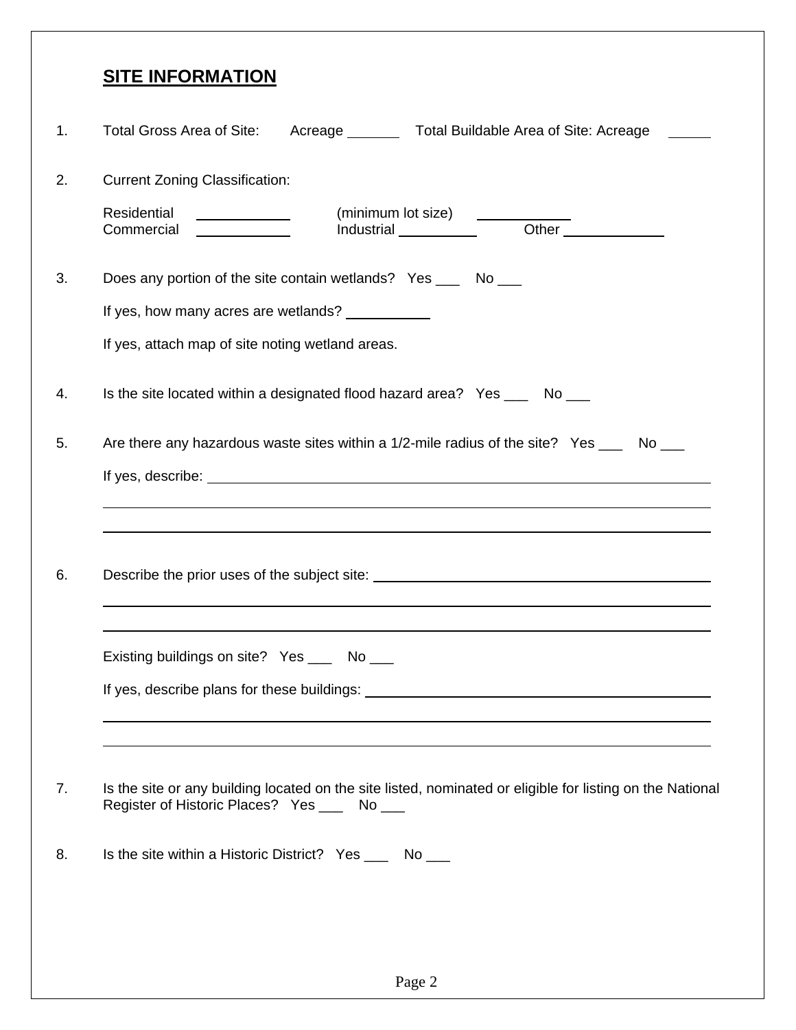## SITE INFORMATION

1. Total Gross Area of Site: Acreage _______ Total Buildable Area of Site: Acreage _____

2. Current Zoning Classification:

   Residential ____________ (minimum lot size) ____________
   Commercial ____________ Industrial __________ Other ____________

3. Does any portion of the site contain wetlands? Yes ___ No ___

   If yes, how many acres are wetlands? ___________

   If yes, attach map of site noting wetland areas.

4. Is the site located within a designated flood hazard area? Yes ___ No ___

5. Are there any hazardous waste sites within a 1/2-mile radius of the site? Yes ___ No ___

   If yes, describe: ____________________________________________

   ____________________________________________

   ____________________________________________

6. Describe the prior uses of the subject site: ____________________________________________

   ____________________________________________

   ____________________________________________

   Existing buildings on site? Yes ___ No ___

   If yes, describe plans for these buildings: ____________________________________________

   ____________________________________________

   ____________________________________________

7. Is the site or any building located on the site listed, nominated or eligible for listing on the National Register of Historic Places? Yes ___ No ___

8. Is the site within a Historic District? Yes ___ No ___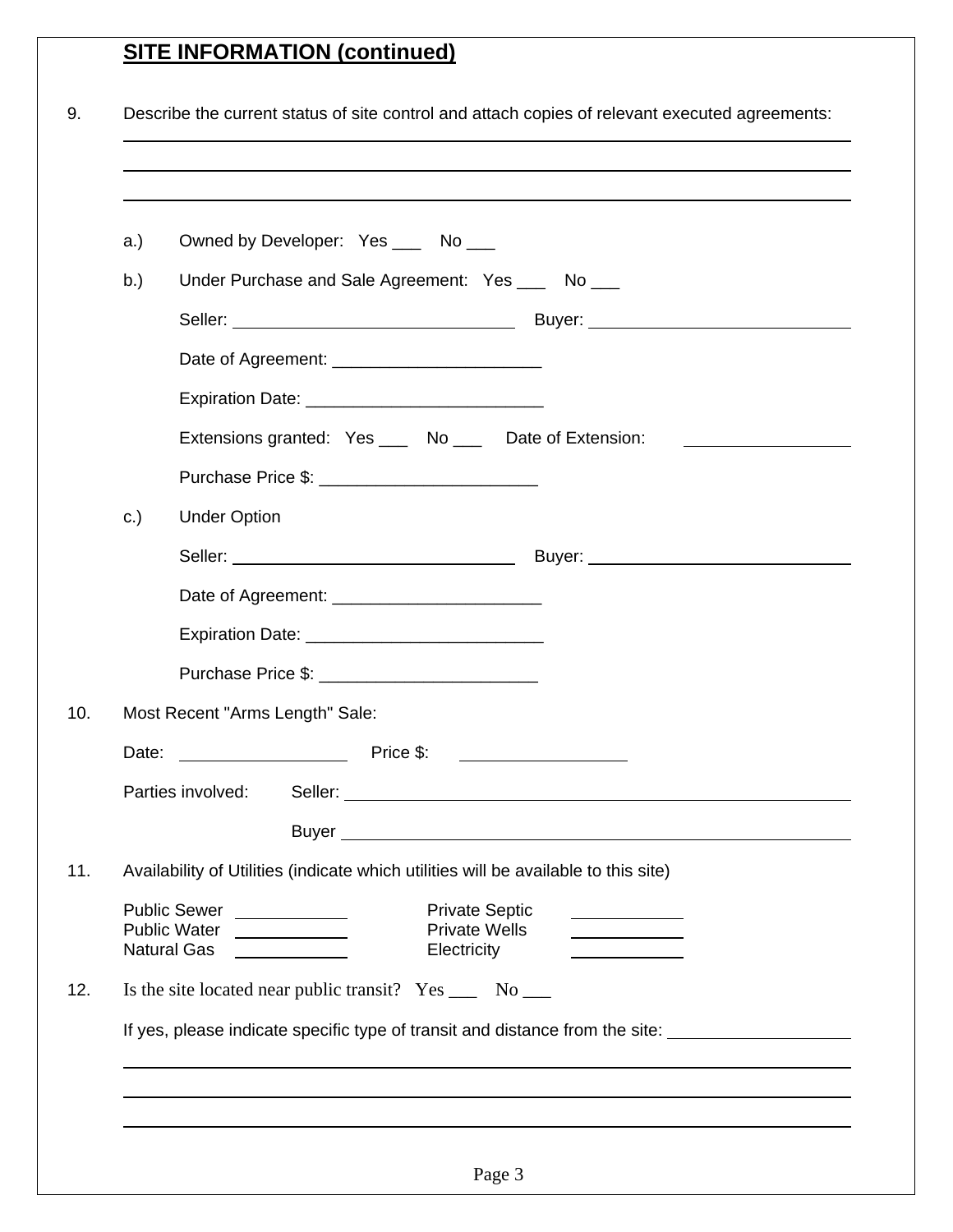## SITE INFORMATION (continued)

9. Describe the current status of site control and attach copies of relevant executed agreements:

____________________________________________________________

____________________________________________________________

____________________________________________________________

a.) Owned by Developer: Yes ___ No ___

b.) Under Purchase and Sale Agreement: Yes ___ No ___

Seller: ______________________________ Buyer: ______________________________

Date of Agreement: ______________________

Expiration Date: _________________________

Extensions granted: Yes ___ No ___ Date of Extension: _________________

Purchase Price $: _______________________

c.) Under Option

Seller: ______________________________ Buyer: ______________________________

Date of Agreement: ______________________

Expiration Date: _________________________

Purchase Price $: _______________________

10. Most Recent "Arms Length" Sale:

Date: __________________ Price $: __________________

Parties involved: Seller: ______________________________________________

Buyer ______________________________________________

11. Availability of Utilities (indicate which utilities will be available to this site)

| | | | |
|---|---|---|---|
| Public Sewer | ____________ | Private Septic | ____________ |
| Public Water | ____________ | Private Wells | ____________ |
| Natural Gas | ____________ | Electricity | ____________ |

12. Is the site located near public transit? Yes ___ No ___

If yes, please indicate specific type of transit and distance from the site: ___________________

____________________________________________________________

____________________________________________________________

____________________________________________________________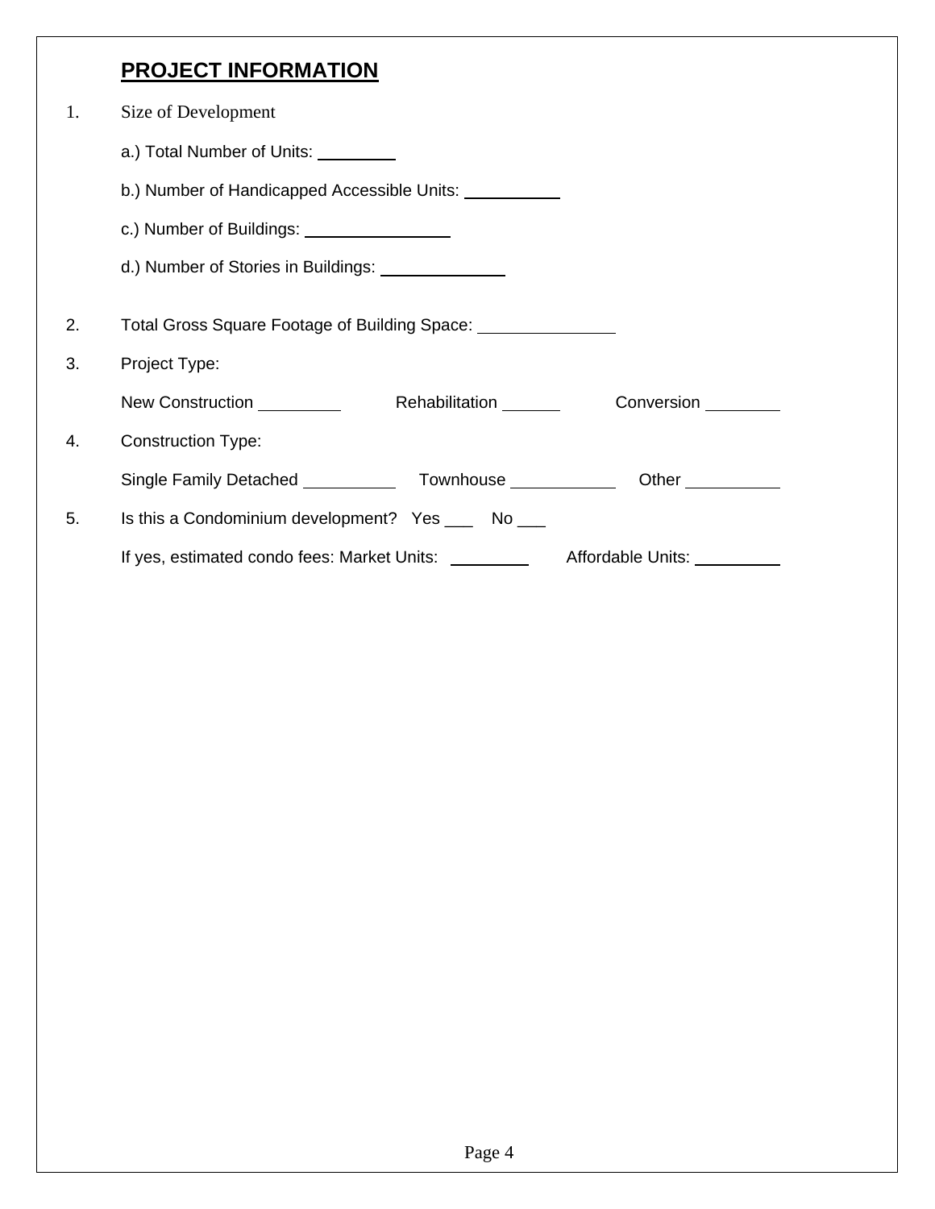## PROJECT INFORMATION

1. Size of Development

   a.) Total Number of Units: ________

   b.) Number of Handicapped Accessible Units: __________

   c.) Number of Buildings: _______________

   d.) Number of Stories in Buildings: _____________

2. Total Gross Square Footage of Building Space: ______________

3. Project Type:

   New Construction _________ Rehabilitation ______ Conversion ________

4. Construction Type:

   Single Family Detached __________ Townhouse ___________ Other __________

5. Is this a Condominium development? Yes ___ No ___

   If yes, estimated condo fees: Market Units: ________ Affordable Units: _________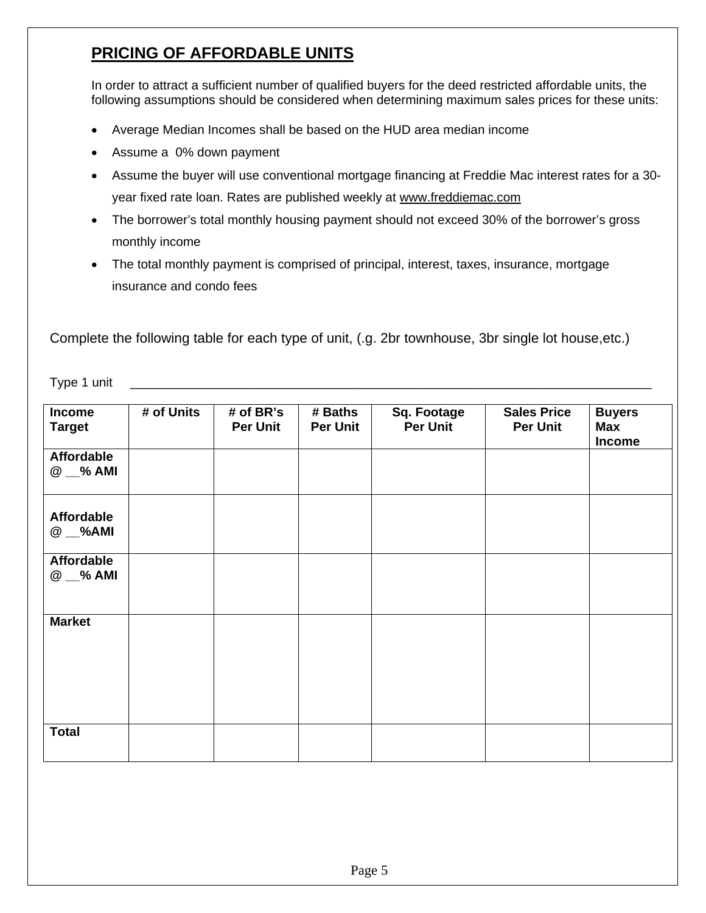## PRICING OF AFFORDABLE UNITS

In order to attract a sufficient number of qualified buyers for the deed restricted affordable units, the following assumptions should be considered when determining maximum sales prices for these units:

- Average Median Incomes shall be based on the HUD area median income
- Assume a 0% down payment
- Assume the buyer will use conventional mortgage financing at Freddie Mac interest rates for a 30-year fixed rate loan. Rates are published weekly at www.freddiemac.com
- The borrower's total monthly housing payment should not exceed 30% of the borrower's gross monthly income
- The total monthly payment is comprised of principal, interest, taxes, insurance, mortgage insurance and condo fees

Complete the following table for each type of unit, (.g. 2br townhouse, 3br single lot house,etc.)

Type 1 unit ________________________________________________________________________

| Income Target | # of Units | # of BR's Per Unit | # Baths Per Unit | Sq. Footage Per Unit | Sales Price Per Unit | Buyers Max Income |
|---|---|---|---|---|---|---|
| Affordable @ __% AMI | | | | | | |
| Affordable @ __%AMI | | | | | | |
| Affordable @ __% AMI | | | | | | |
| Market | | | | | | |
| Total | | | | | | |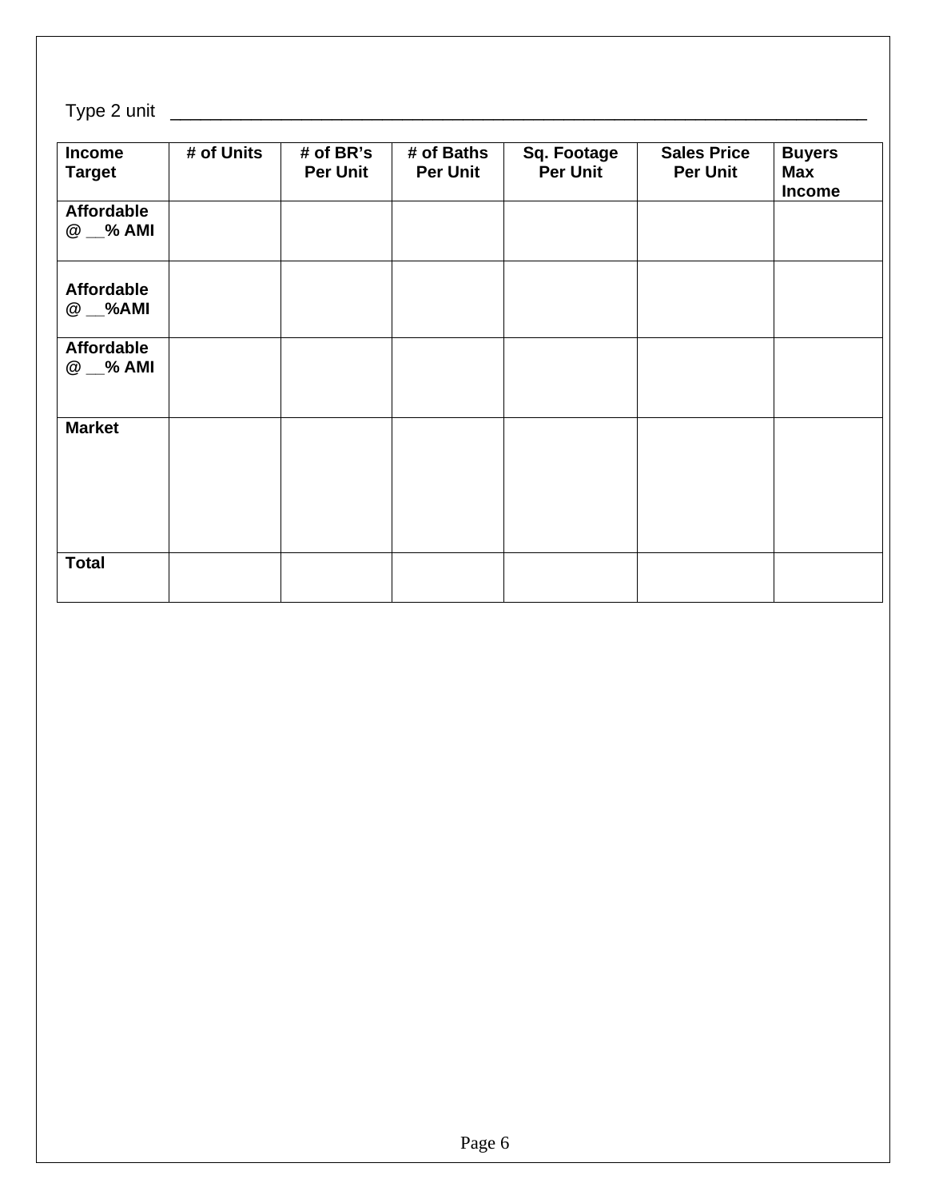Type 2 unit ________________________________________________________________

| Income Target | # of Units | # of BR's Per Unit | # of Baths Per Unit | Sq. Footage Per Unit | Sales Price Per Unit | Buyers Max Income |
|---|---|---|---|---|---|---|
| Affordable @ __% AMI | | | | | | |
| Affordable @ __%AMI | | | | | | |
| Affordable @ __% AMI | | | | | | |
| Market | | | | | | |
| Total | | | | | | |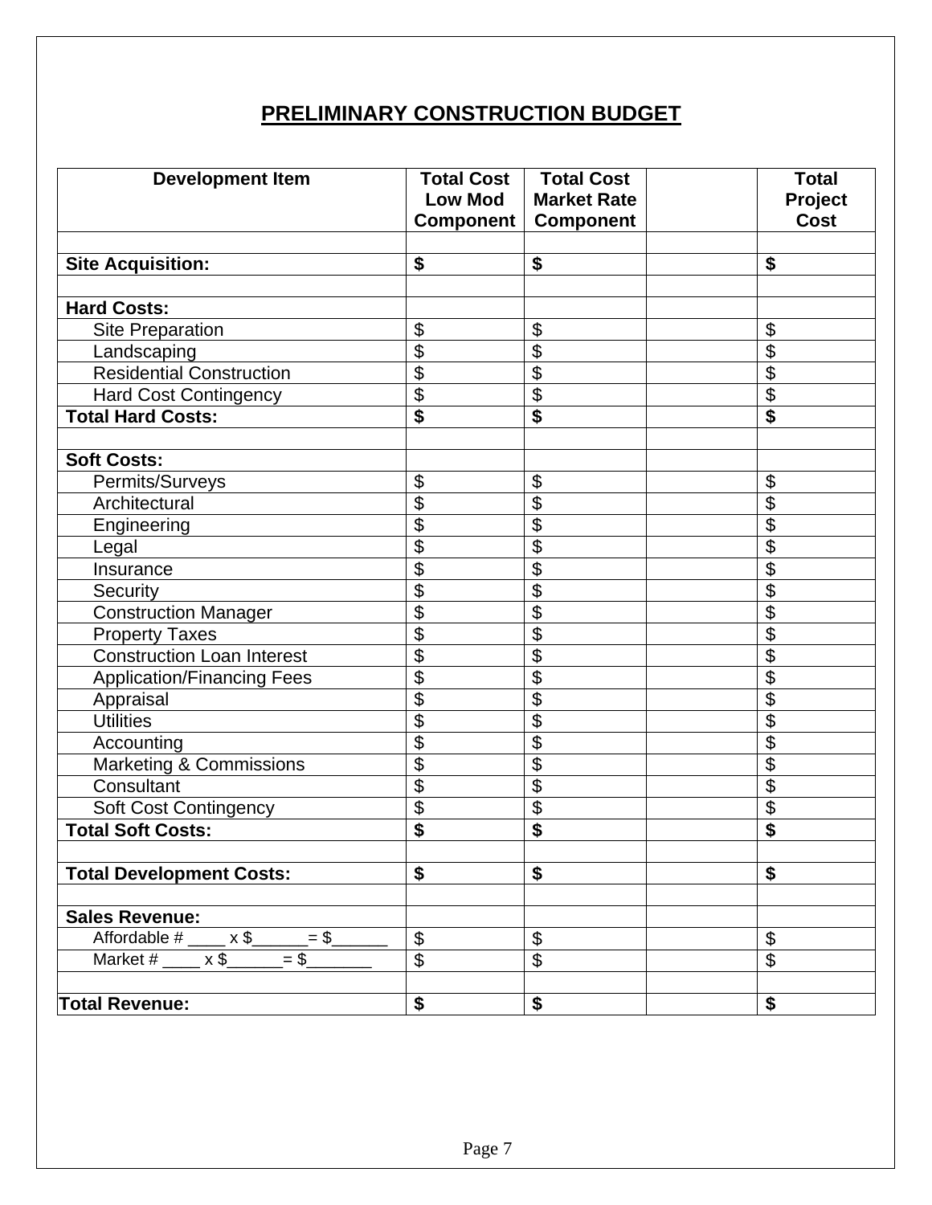## PRELIMINARY CONSTRUCTION BUDGET

| Development Item | Total Cost Low Mod Component | Total Cost Market Rate Component | | Total Project Cost |
|---|---|---|---|---|
| | | | | |
| **Site Acquisition:** | **$** | **$** | | **$** |
| | | | | |
| **Hard Costs:** | | | | |
| Site Preparation | $ | $ | | $ |
| Landscaping | $ | $ | | $ |
| Residential Construction | $ | $ | | $ |
| Hard Cost Contingency | $ | $ | | $ |
| **Total Hard Costs:** | **$** | **$** | | **$** |
| | | | | |
| **Soft Costs:** | | | | |
| Permits/Surveys | $ | $ | | $ |
| Architectural | $ | $ | | $ |
| Engineering | $ | $ | | $ |
| Legal | $ | $ | | $ |
| Insurance | $ | $ | | $ |
| Security | $ | $ | | $ |
| Construction Manager | $ | $ | | $ |
| Property Taxes | $ | $ | | $ |
| Construction Loan Interest | $ | $ | | $ |
| Application/Financing Fees | $ | $ | | $ |
| Appraisal | $ | $ | | $ |
| Utilities | $ | $ | | $ |
| Accounting | $ | $ | | $ |
| Marketing & Commissions | $ | $ | | $ |
| Consultant | $ | $ | | $ |
| Soft Cost Contingency | $ | $ | | $ |
| **Total Soft Costs:** | **$** | **$** | | **$** |
| | | | | |
| **Total Development Costs:** | **$** | **$** | | **$** |
| | | | | |
| **Sales Revenue:** | | | | |
| Affordable # ____ x $______= $______ | $ | $ | | $ |
| Market # ____ x $______= $_______ | $ | $ | | $ |
| | | | | |
| **Total Revenue:** | **$** | **$** | | **$** |